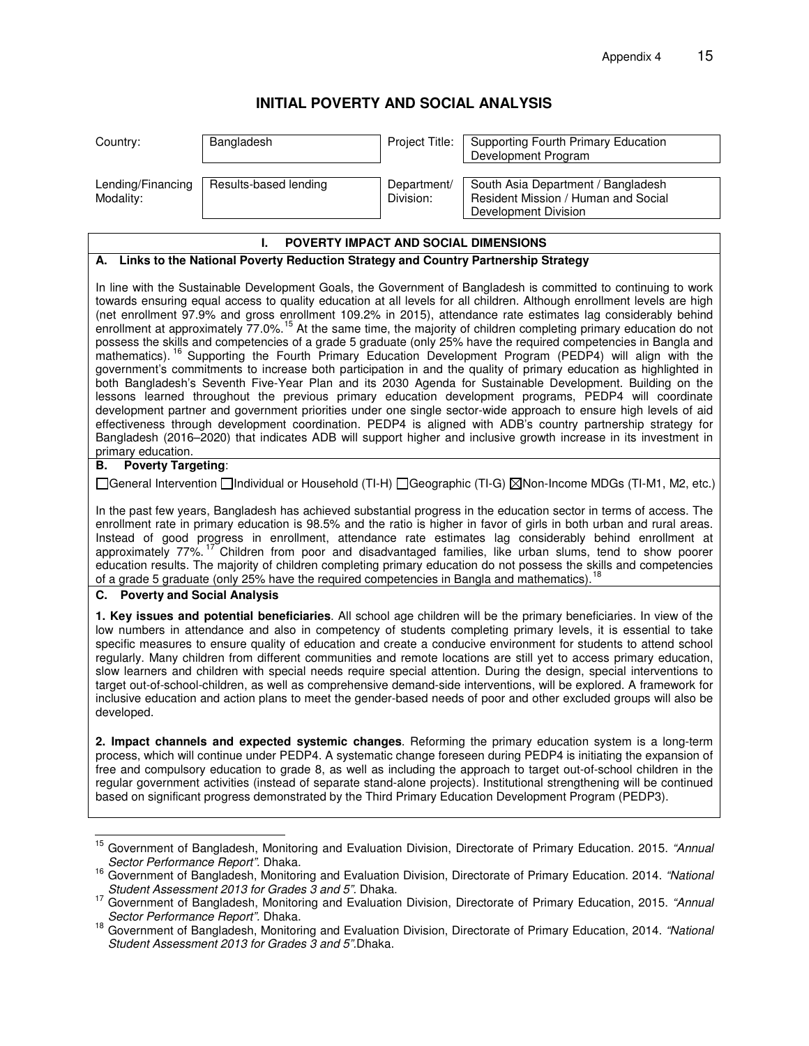# INITIAL POVERTY AND SOCIAL ANALYSIS

| Country: | Bangladesh | Project Title: | Supporting Fourth Primary Education Development Program |
|---|---|---|---|
| Lending/Financing Modality: | Results-based lending | Department/ Division: | South Asia Department / Bangladesh Resident Mission / Human and Social Development Division |

## I. POVERTY IMPACT AND SOCIAL DIMENSIONS

### A. Links to the National Poverty Reduction Strategy and Country Partnership Strategy

In line with the Sustainable Development Goals, the Government of Bangladesh is committed to continuing to work towards ensuring equal access to quality education at all levels for all children. Although enrollment levels are high (net enrollment 97.9% and gross enrollment 109.2% in 2015), attendance rate estimates lag considerably behind enrollment at approximately 77.0%.[15] At the same time, the majority of children completing primary education do not possess the skills and competencies of a grade 5 graduate (only 25% have the required competencies in Bangla and mathematics).[16] Supporting the Fourth Primary Education Development Program (PEDP4) will align with the government's commitments to increase both participation in and the quality of primary education as highlighted in both Bangladesh's Seventh Five-Year Plan and its 2030 Agenda for Sustainable Development. Building on the lessons learned throughout the previous primary education development programs, PEDP4 will coordinate development partner and government priorities under one single sector-wide approach to ensure high levels of aid effectiveness through development coordination. PEDP4 is aligned with ADB's country partnership strategy for Bangladesh (2016–2020) that indicates ADB will support higher and inclusive growth increase in its investment in primary education.

### B. Poverty Targeting:

☐General Intervention ☐Individual or Household (TI-H) ☐Geographic (TI-G) ☒Non-Income MDGs (TI-M1, M2, etc.)

In the past few years, Bangladesh has achieved substantial progress in the education sector in terms of access. The enrollment rate in primary education is 98.5% and the ratio is higher in favor of girls in both urban and rural areas. Instead of good progress in enrollment, attendance rate estimates lag considerably behind enrollment at approximately 77%.[17] Children from poor and disadvantaged families, like urban slums, tend to show poorer education results. The majority of children completing primary education do not possess the skills and competencies of a grade 5 graduate (only 25% have the required competencies in Bangla and mathematics).[18]

### C. Poverty and Social Analysis

**1. Key issues and potential beneficiaries**. All school age children will be the primary beneficiaries. In view of the low numbers in attendance and also in competency of students completing primary levels, it is essential to take specific measures to ensure quality of education and create a conducive environment for students to attend school regularly. Many children from different communities and remote locations are still yet to access primary education, slow learners and children with special needs require special attention. During the design, special interventions to target out-of-school-children, as well as comprehensive demand-side interventions, will be explored. A framework for inclusive education and action plans to meet the gender-based needs of poor and other excluded groups will also be developed.

**2. Impact channels and expected systemic changes**. Reforming the primary education system is a long-term process, which will continue under PEDP4. A systematic change foreseen during PEDP4 is initiating the expansion of free and compulsory education to grade 8, as well as including the approach to target out-of-school children in the regular government activities (instead of separate stand-alone projects). Institutional strengthening will be continued based on significant progress demonstrated by the Third Primary Education Development Program (PEDP3).

---

[15] Government of Bangladesh, Monitoring and Evaluation Division, Directorate of Primary Education. 2015. *"Annual Sector Performance Report"*. Dhaka.

[16] Government of Bangladesh, Monitoring and Evaluation Division, Directorate of Primary Education. 2014. *"National Student Assessment 2013 for Grades 3 and 5"*. Dhaka.

[17] Government of Bangladesh, Monitoring and Evaluation Division, Directorate of Primary Education, 2015. *"Annual Sector Performance Report"*. Dhaka.

[18] Government of Bangladesh, Monitoring and Evaluation Division, Directorate of Primary Education, 2014. *"National Student Assessment 2013 for Grades 3 and 5"*.Dhaka.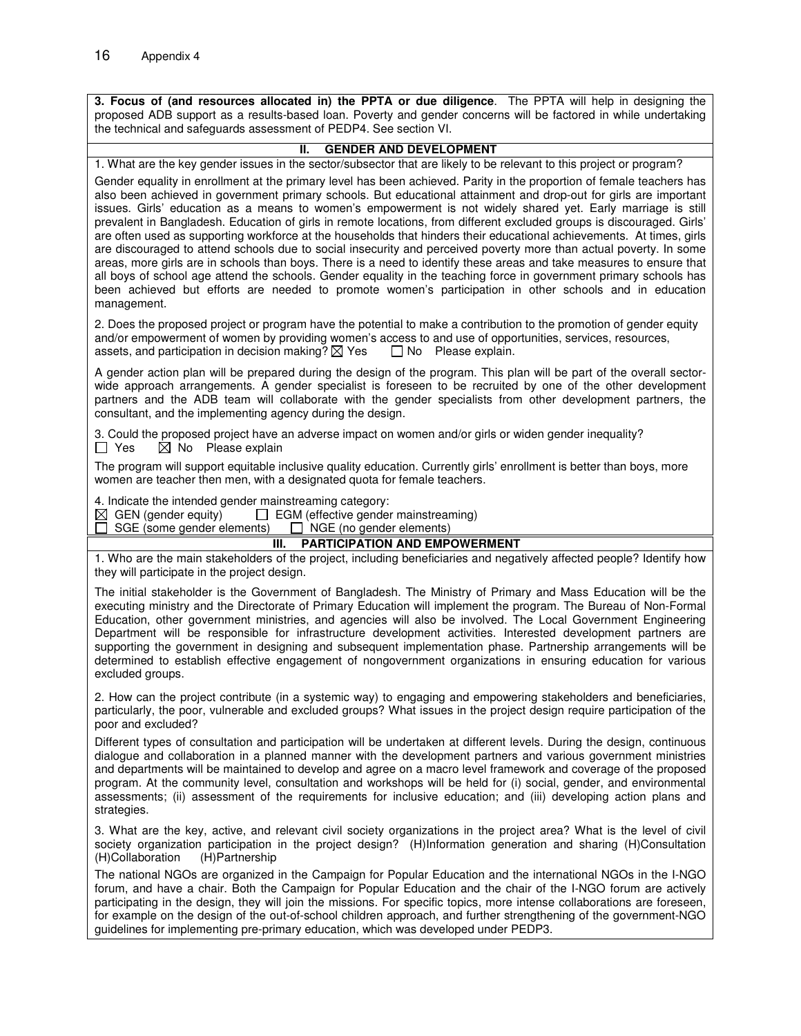**3. Focus of (and resources allocated in) the PPTA or due diligence**. The PPTA will help in designing the proposed ADB support as a results-based loan. Poverty and gender concerns will be factored in while undertaking the technical and safeguards assessment of PEDP4. See section VI.

## II. GENDER AND DEVELOPMENT

1. What are the key gender issues in the sector/subsector that are likely to be relevant to this project or program?

Gender equality in enrollment at the primary level has been achieved. Parity in the proportion of female teachers has also been achieved in government primary schools. But educational attainment and drop-out for girls are important issues. Girls' education as a means to women's empowerment is not widely shared yet. Early marriage is still prevalent in Bangladesh. Education of girls in remote locations, from different excluded groups is discouraged. Girls' are often used as supporting workforce at the households that hinders their educational achievements. At times, girls are discouraged to attend schools due to social insecurity and perceived poverty more than actual poverty. In some areas, more girls are in schools than boys. There is a need to identify these areas and take measures to ensure that all boys of school age attend the schools. Gender equality in the teaching force in government primary schools has been achieved but efforts are needed to promote women's participation in other schools and in education management.

2. Does the proposed project or program have the potential to make a contribution to the promotion of gender equity and/or empowerment of women by providing women's access to and use of opportunities, services, resources, assets, and participation in decision making? ☒ Yes ☐ No Please explain.

A gender action plan will be prepared during the design of the program. This plan will be part of the overall sector-wide approach arrangements. A gender specialist is foreseen to be recruited by one of the other development partners and the ADB team will collaborate with the gender specialists from other development partners, the consultant, and the implementing agency during the design.

3. Could the proposed project have an adverse impact on women and/or girls or widen gender inequality?
☐ Yes ☒ No Please explain

The program will support equitable inclusive quality education. Currently girls' enrollment is better than boys, more women are teacher then men, with a designated quota for female teachers.

4. Indicate the intended gender mainstreaming category:
☒ GEN (gender equity) ☐ EGM (effective gender mainstreaming)
☐ SGE (some gender elements) ☐ NGE (no gender elements)

## III. PARTICIPATION AND EMPOWERMENT

1. Who are the main stakeholders of the project, including beneficiaries and negatively affected people? Identify how they will participate in the project design.

The initial stakeholder is the Government of Bangladesh. The Ministry of Primary and Mass Education will be the executing ministry and the Directorate of Primary Education will implement the program. The Bureau of Non-Formal Education, other government ministries, and agencies will also be involved. The Local Government Engineering Department will be responsible for infrastructure development activities. Interested development partners are supporting the government in designing and subsequent implementation phase. Partnership arrangements will be determined to establish effective engagement of nongovernment organizations in ensuring education for various excluded groups.

2. How can the project contribute (in a systemic way) to engaging and empowering stakeholders and beneficiaries, particularly, the poor, vulnerable and excluded groups? What issues in the project design require participation of the poor and excluded?

Different types of consultation and participation will be undertaken at different levels. During the design, continuous dialogue and collaboration in a planned manner with the development partners and various government ministries and departments will be maintained to develop and agree on a macro level framework and coverage of the proposed program. At the community level, consultation and workshops will be held for (i) social, gender, and environmental assessments; (ii) assessment of the requirements for inclusive education; and (iii) developing action plans and strategies.

3. What are the key, active, and relevant civil society organizations in the project area? What is the level of civil society organization participation in the project design? (H)Information generation and sharing (H)Consultation (H)Collaboration (H)Partnership

The national NGOs are organized in the Campaign for Popular Education and the international NGOs in the I-NGO forum, and have a chair. Both the Campaign for Popular Education and the chair of the I-NGO forum are actively participating in the design, they will join the missions. For specific topics, more intense collaborations are foreseen, for example on the design of the out-of-school children approach, and further strengthening of the government-NGO guidelines for implementing pre-primary education, which was developed under PEDP3.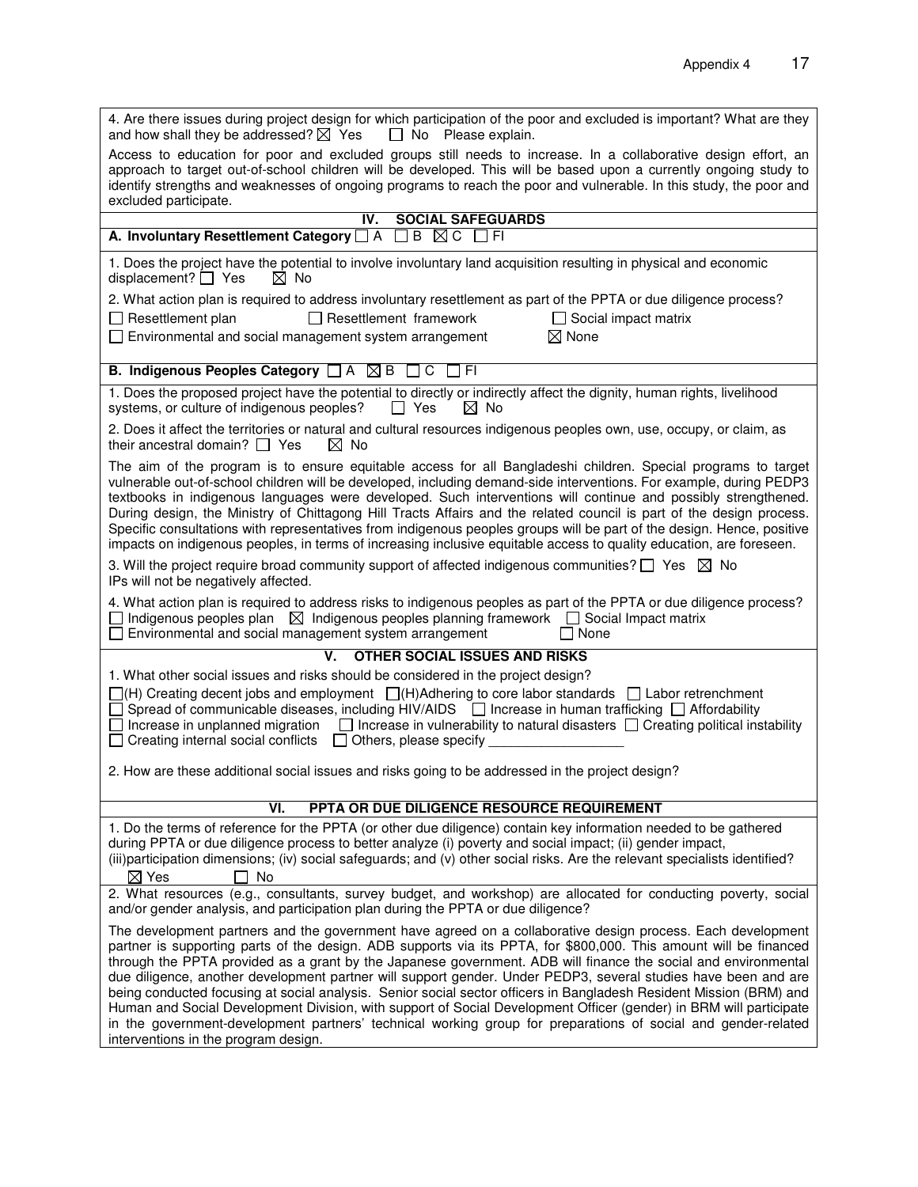4. Are there issues during project design for which participation of the poor and excluded is important? What are they and how shall they be addressed? ☒ Yes ☐ No Please explain.

Access to education for poor and excluded groups still needs to increase. In a collaborative design effort, an approach to target out-of-school children will be developed. This will be based upon a currently ongoing study to identify strengths and weaknesses of ongoing programs to reach the poor and vulnerable. In this study, the poor and excluded participate.

## IV. SOCIAL SAFEGUARDS

**A. Involuntary Resettlement Category** ☐ A ☐ B ☒ C ☐ FI

1. Does the project have the potential to involve involuntary land acquisition resulting in physical and economic displacement? ☐ Yes ☒ No

2. What action plan is required to address involuntary resettlement as part of the PPTA or due diligence process?

☐ Resettlement plan ☐ Resettlement framework ☐ Social impact matrix
☐ Environmental and social management system arrangement ☒ None

**B. Indigenous Peoples Category** ☐ A ☒ B ☐ C ☐ FI

1. Does the proposed project have the potential to directly or indirectly affect the dignity, human rights, livelihood systems, or culture of indigenous peoples? ☐ Yes ☒ No

2. Does it affect the territories or natural and cultural resources indigenous peoples own, use, occupy, or claim, as their ancestral domain? ☐ Yes ☒ No

The aim of the program is to ensure equitable access for all Bangladeshi children. Special programs to target vulnerable out-of-school children will be developed, including demand-side interventions. For example, during PEDP3 textbooks in indigenous languages were developed. Such interventions will continue and possibly strengthened. During design, the Ministry of Chittagong Hill Tracts Affairs and the related council is part of the design process. Specific consultations with representatives from indigenous peoples groups will be part of the design. Hence, positive impacts on indigenous peoples, in terms of increasing inclusive equitable access to quality education, are foreseen.

3. Will the project require broad community support of affected indigenous communities? ☐ Yes ☒ No
IPs will not be negatively affected.

4. What action plan is required to address risks to indigenous peoples as part of the PPTA or due diligence process?
☐ Indigenous peoples plan ☒ Indigenous peoples planning framework ☐ Social Impact matrix
☐ Environmental and social management system arrangement ☐ None

## V. OTHER SOCIAL ISSUES AND RISKS

1. What other social issues and risks should be considered in the project design?

☐(H) Creating decent jobs and employment ☐(H)Adhering to core labor standards ☐ Labor retrenchment
☐ Spread of communicable diseases, including HIV/AIDS ☐ Increase in human trafficking ☐ Affordability
☐ Increase in unplanned migration ☐ Increase in vulnerability to natural disasters ☐ Creating political instability
☐ Creating internal social conflicts ☐ Others, please specify __________________

2. How are these additional social issues and risks going to be addressed in the project design?

## VI. PPTA OR DUE DILIGENCE RESOURCE REQUIREMENT

1. Do the terms of reference for the PPTA (or other due diligence) contain key information needed to be gathered during PPTA or due diligence process to better analyze (i) poverty and social impact; (ii) gender impact, (iii)participation dimensions; (iv) social safeguards; and (v) other social risks. Are the relevant specialists identified?
☒ Yes ☐ No

2. What resources (e.g., consultants, survey budget, and workshop) are allocated for conducting poverty, social and/or gender analysis, and participation plan during the PPTA or due diligence?

The development partners and the government have agreed on a collaborative design process. Each development partner is supporting parts of the design. ADB supports via its PPTA, for $800,000. This amount will be financed through the PPTA provided as a grant by the Japanese government. ADB will finance the social and environmental due diligence, another development partner will support gender. Under PEDP3, several studies have been and are being conducted focusing at social analysis. Senior social sector officers in Bangladesh Resident Mission (BRM) and Human and Social Development Division, with support of Social Development Officer (gender) in BRM will participate in the government-development partners' technical working group for preparations of social and gender-related interventions in the program design.